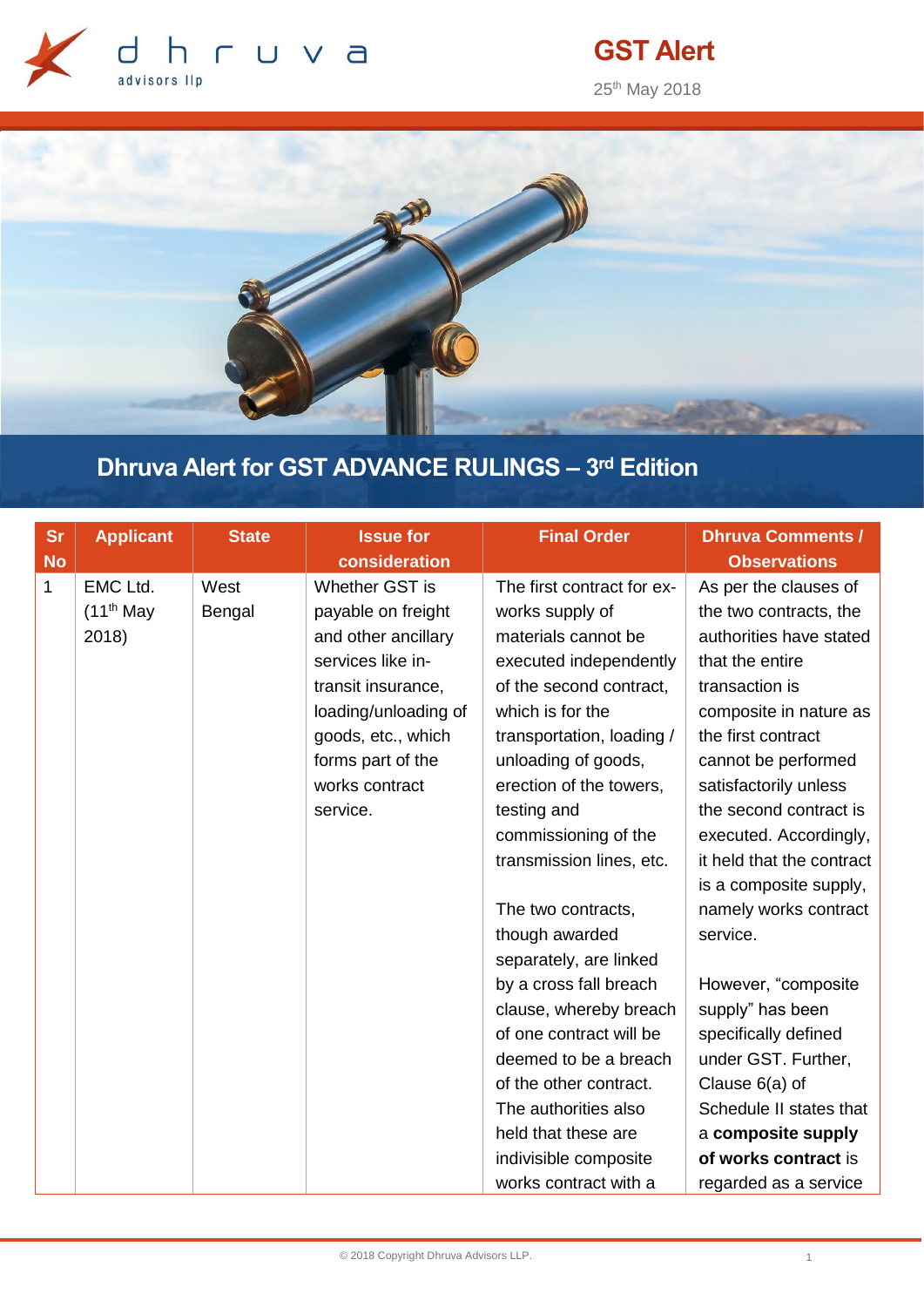# GST Alert

25th May 2018

## Dhruva Alert for GST ADVANCE RULINGS – 3rd Edition

| Sr No | Applicant | State | Issue for consideration | Final Order | Dhruva Comments / Observations |
|---|---|---|---|---|---|
| 1 | EMC Ltd. (11th May 2018) | West Bengal | Whether GST is payable on freight and other ancillary services like in-transit insurance, loading/unloading of goods, etc., which forms part of the works contract service. | The first contract for ex-works supply of materials cannot be executed independently of the second contract, which is for the transportation, loading / unloading of goods, erection of the towers, testing and commissioning of the transmission lines, etc.<br><br>The two contracts, though awarded separately, are linked by a cross fall breach clause, whereby breach of one contract will be deemed to be a breach of the other contract. The authorities also held that these are indivisible composite works contract with a | As per the clauses of the two contracts, the authorities have stated that the entire transaction is composite in nature as the first contract cannot be performed satisfactorily unless the second contract is executed. Accordingly, it held that the contract is a composite supply, namely works contract service.<br><br>However, "composite supply" has been specifically defined under GST. Further, Clause 6(a) of Schedule II states that a **composite supply of works contract** is regarded as a service |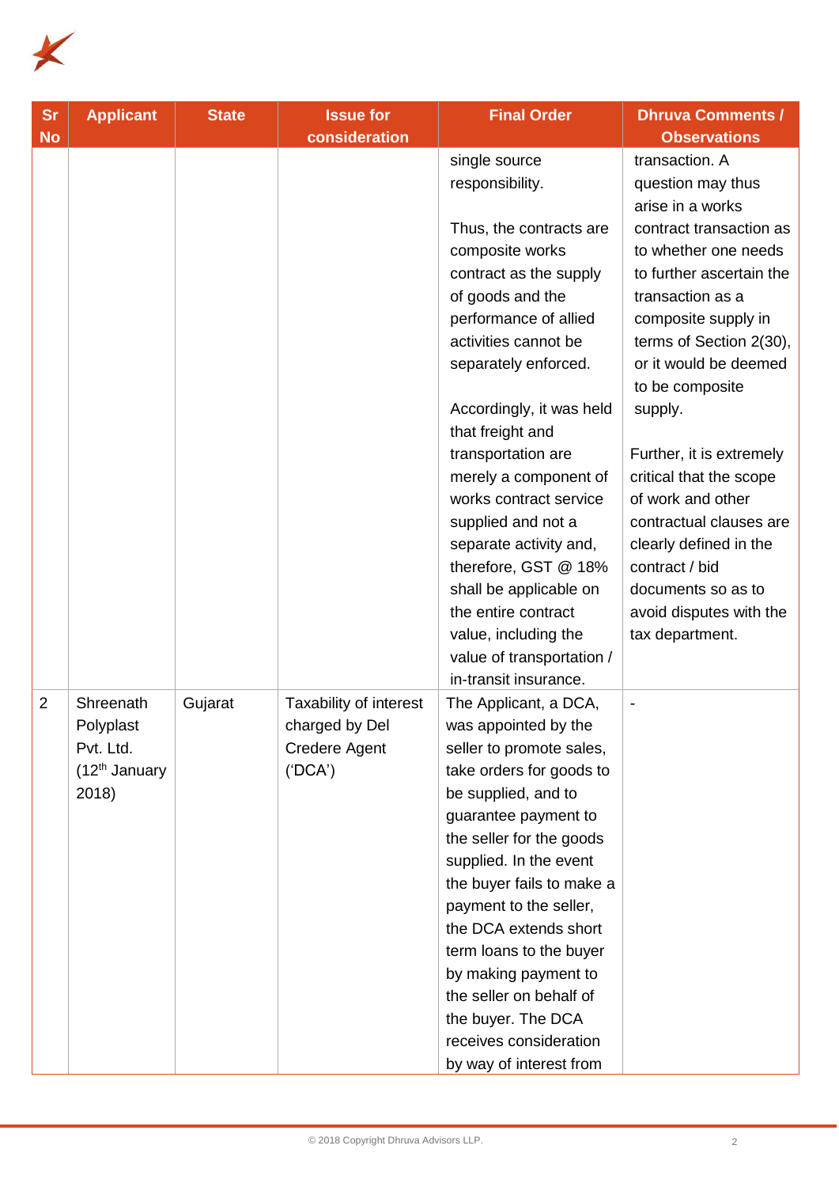| Sr No | Applicant | State | Issue for consideration | Final Order | Dhruva Comments / Observations |
|---|---|---|---|---|---|
| | | | | single source responsibility.<br><br>Thus, the contracts are composite works contract as the supply of goods and the performance of allied activities cannot be separately enforced.<br><br>Accordingly, it was held that freight and transportation are merely a component of works contract service supplied and not a separate activity and, therefore, GST @ 18% shall be applicable on the entire contract value, including the value of transportation / in-transit insurance. | transaction. A question may thus arise in a works contract transaction as to whether one needs to further ascertain the transaction as a composite supply in terms of Section 2(30), or it would be deemed to be composite supply.<br><br>Further, it is extremely critical that the scope of work and other contractual clauses are clearly defined in the contract / bid documents so as to avoid disputes with the tax department. |
| 2 | Shreenath Polyplast Pvt. Ltd. (12th January 2018) | Gujarat | Taxability of interest charged by Del Credere Agent ('DCA') | The Applicant, a DCA, was appointed by the seller to promote sales, take orders for goods to be supplied, and to guarantee payment to the seller for the goods supplied. In the event the buyer fails to make a payment to the seller, the DCA extends short term loans to the buyer by making payment to the seller on behalf of the buyer. The DCA receives consideration by way of interest from | - |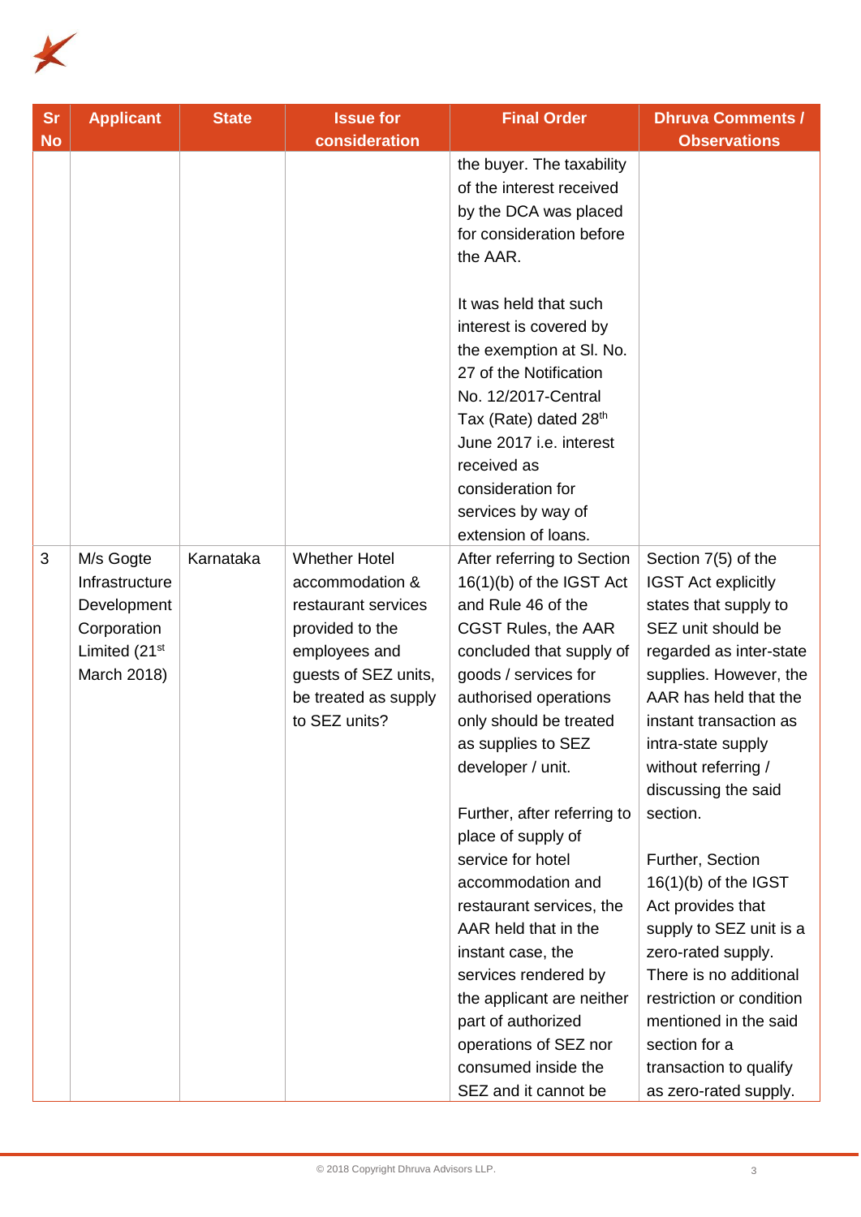| Sr No | Applicant | State | Issue for consideration | Final Order | Dhruva Comments / Observations |
|---|---|---|---|---|---|
| | | | | the buyer. The taxability of the interest received by the DCA was placed for consideration before the AAR.<br><br>It was held that such interest is covered by the exemption at Sl. No. 27 of the Notification No. 12/2017-Central Tax (Rate) dated 28th June 2017 i.e. interest received as consideration for services by way of extension of loans. | |
| 3 | M/s Gogte Infrastructure Development Corporation Limited (21st March 2018) | Karnataka | Whether Hotel accommodation & restaurant services provided to the employees and guests of SEZ units, be treated as supply to SEZ units? | After referring to Section 16(1)(b) of the IGST Act and Rule 46 of the CGST Rules, the AAR concluded that supply of goods / services for authorised operations only should be treated as supplies to SEZ developer / unit.<br><br>Further, after referring to place of supply of service for hotel accommodation and restaurant services, the AAR held that in the instant case, the services rendered by the applicant are neither part of authorized operations of SEZ nor consumed inside the SEZ and it cannot be | Section 7(5) of the IGST Act explicitly states that supply to SEZ unit should be regarded as inter-state supplies. However, the AAR has held that the instant transaction as intra-state supply without referring / discussing the said section.<br><br>Further, Section 16(1)(b) of the IGST Act provides that supply to SEZ unit is a zero-rated supply. There is no additional restriction or condition mentioned in the said section for a transaction to qualify as zero-rated supply. |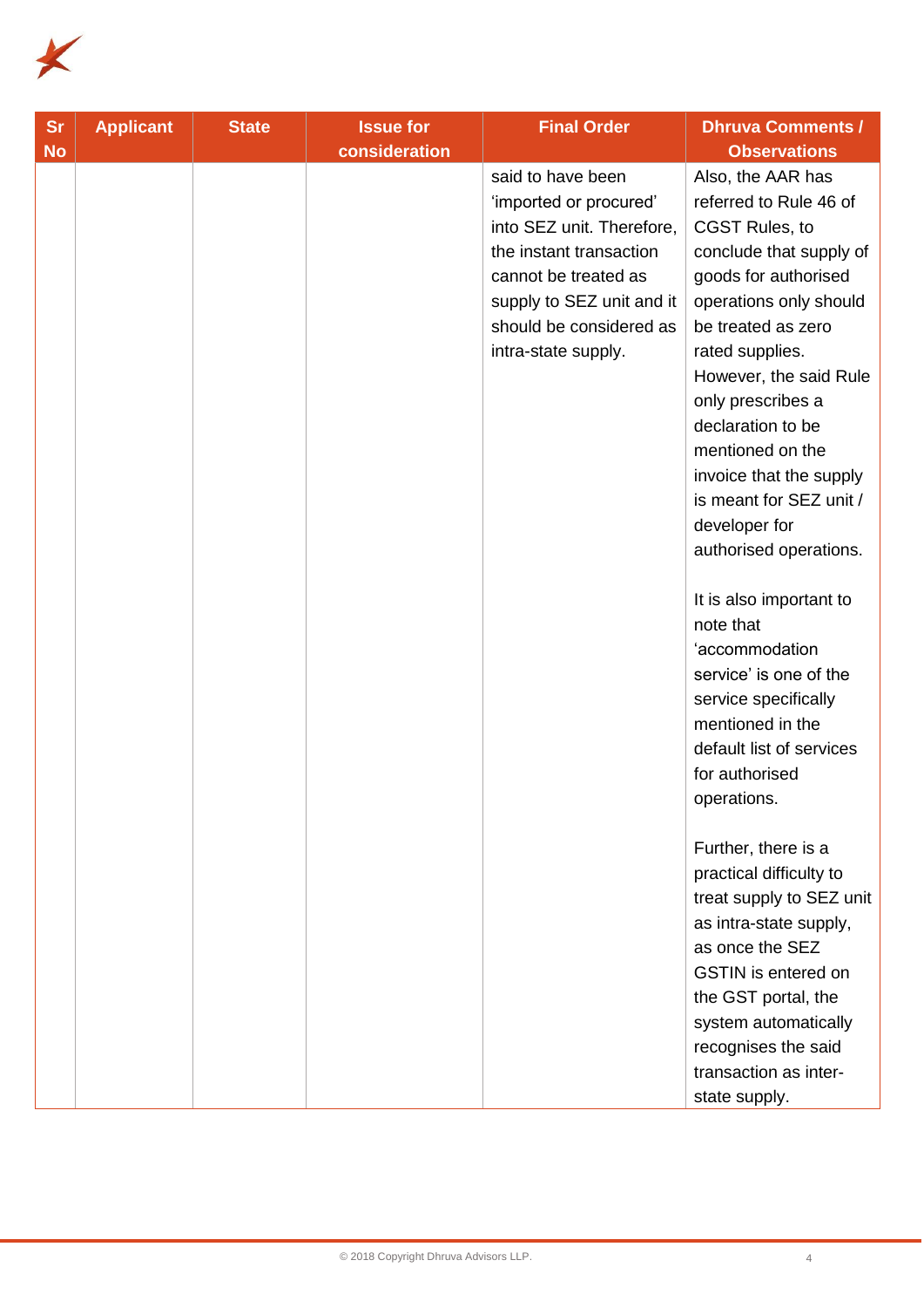| Sr No | Applicant | State | Issue for consideration | Final Order | Dhruva Comments / Observations |
|---|---|---|---|---|---|
| | | | | said to have been 'imported or procured' into SEZ unit. Therefore, the instant transaction cannot be treated as supply to SEZ unit and it should be considered as intra-state supply. | Also, the AAR has referred to Rule 46 of CGST Rules, to conclude that supply of goods for authorised operations only should be treated as zero rated supplies. However, the said Rule only prescribes a declaration to be mentioned on the invoice that the supply is meant for SEZ unit / developer for authorised operations.<br><br>It is also important to note that 'accommodation service' is one of the service specifically mentioned in the default list of services for authorised operations.<br><br>Further, there is a practical difficulty to treat supply to SEZ unit as intra-state supply, as once the SEZ GSTIN is entered on the GST portal, the system automatically recognises the said transaction as inter-state supply. |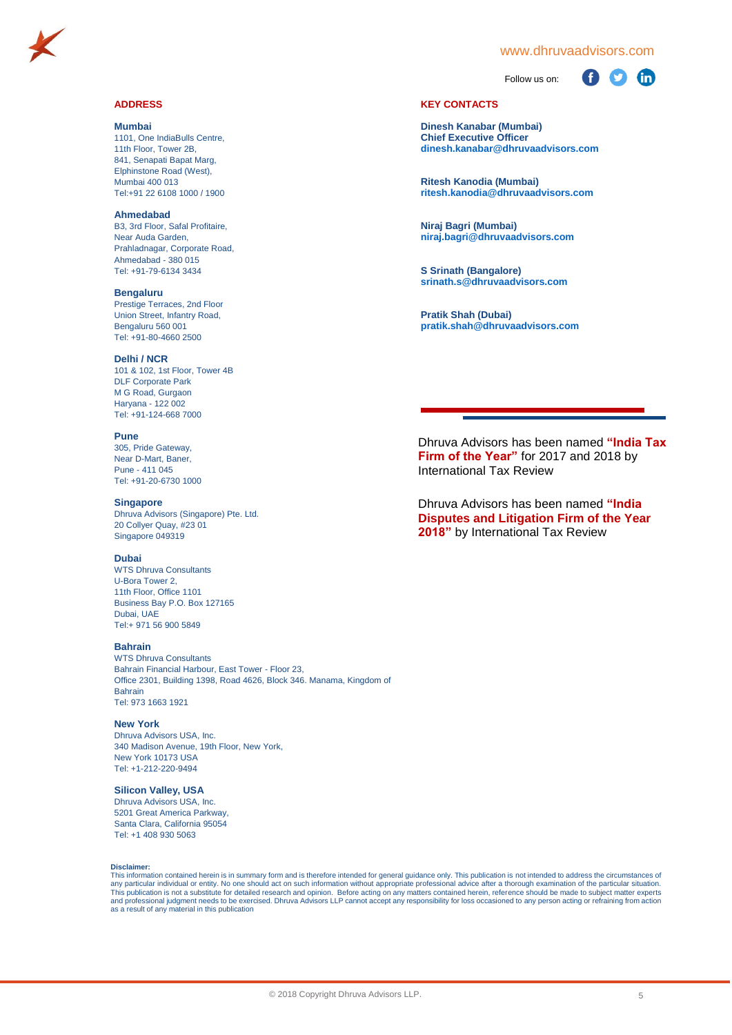www.dhruvaadvisors.com

Follow us on:

## ADDRESS

**Mumbai**
1101, One IndiaBulls Centre,
11th Floor, Tower 2B,
841, Senapati Bapat Marg,
Elphinstone Road (West),
Mumbai 400 013
Tel:+91 22 6108 1000 / 1900

**Ahmedabad**
B3, 3rd Floor, Safal Profitaire,
Near Auda Garden,
Prahladnagar, Corporate Road,
Ahmedabad - 380 015
Tel: +91-79-6134 3434

**Bengaluru**
Prestige Terraces, 2nd Floor
Union Street, Infantry Road,
Bengaluru 560 001
Tel: +91-80-4660 2500

**Delhi / NCR**
101 & 102, 1st Floor, Tower 4B
DLF Corporate Park
M G Road, Gurgaon
Haryana - 122 002
Tel: +91-124-668 7000

**Pune**
305, Pride Gateway,
Near D-Mart, Baner,
Pune - 411 045
Tel: +91-20-6730 1000

**Singapore**
Dhruva Advisors (Singapore) Pte. Ltd.
20 Collyer Quay, #23 01
Singapore 049319

**Dubai**
WTS Dhruva Consultants
U-Bora Tower 2,
11th Floor, Office 1101
Business Bay P.O. Box 127165
Dubai, UAE
Tel:+ 971 56 900 5849

**Bahrain**
WTS Dhruva Consultants
Bahrain Financial Harbour, East Tower - Floor 23,
Office 2301, Building 1398, Road 4626, Block 346. Manama, Kingdom of Bahrain
Tel: 973 1663 1921

**New York**
Dhruva Advisors USA, Inc.
340 Madison Avenue, 19th Floor, New York,
New York 10173 USA
Tel: +1-212-220-9494

**Silicon Valley, USA**
Dhruva Advisors USA, Inc.
5201 Great America Parkway,
Santa Clara, California 95054
Tel: +1 408 930 5063

## KEY CONTACTS

**Dinesh Kanabar (Mumbai)**
**Chief Executive Officer**
**dinesh.kanabar@dhruvaadvisors.com**

**Ritesh Kanodia (Mumbai)**
**ritesh.kanodia@dhruvaadvisors.com**

**Niraj Bagri (Mumbai)**
**niraj.bagri@dhruvaadvisors.com**

**S Srinath (Bangalore)**
**srinath.s@dhruvaadvisors.com**

**Pratik Shah (Dubai)**
**pratik.shah@dhruvaadvisors.com**

Dhruva Advisors has been named **"India Tax Firm of the Year"** for 2017 and 2018 by International Tax Review

Dhruva Advisors has been named **"India Disputes and Litigation Firm of the Year 2018"** by International Tax Review

**Disclaimer:**
This information contained herein is in summary form and is therefore intended for general guidance only. This publication is not intended to address the circumstances of any particular individual or entity. No one should act on such information without appropriate professional advice after a thorough examination of the particular situation. This publication is not a substitute for detailed research and opinion. Before acting on any matters contained herein, reference should be made to subject matter experts and professional judgment needs to be exercised. Dhruva Advisors LLP cannot accept any responsibility for loss occasioned to any person acting or refraining from action as a result of any material in this publication

© 2018 Copyright Dhruva Advisors LLP.